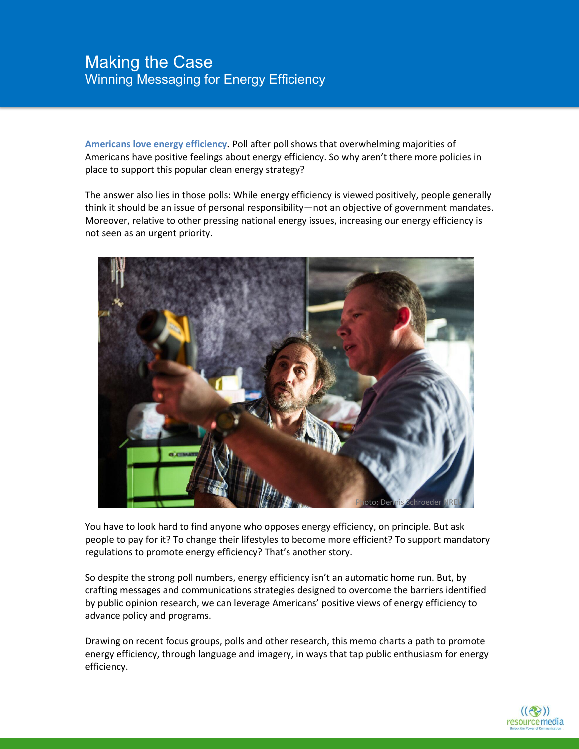# Making the Case
## Winning Messaging for Energy Efficiency

**Americans love energy efficiency.** Poll after poll shows that overwhelming majorities of Americans have positive feelings about energy efficiency. So why aren't there more policies in place to support this popular clean energy strategy?

The answer also lies in those polls: While energy efficiency is viewed positively, people generally think it should be an issue of personal responsibility—not an objective of government mandates. Moreover, relative to other pressing national energy issues, increasing our energy efficiency is not seen as an urgent priority.

Photo: Dennis Schroeder NREL

You have to look hard to find anyone who opposes energy efficiency, on principle. But ask people to pay for it? To change their lifestyles to become more efficient? To support mandatory regulations to promote energy efficiency? That's another story.

So despite the strong poll numbers, energy efficiency isn't an automatic home run. But, by crafting messages and communications strategies designed to overcome the barriers identified by public opinion research, we can leverage Americans' positive views of energy efficiency to advance policy and programs.

Drawing on recent focus groups, polls and other research, this memo charts a path to promote energy efficiency, through language and imagery, in ways that tap public enthusiasm for energy efficiency.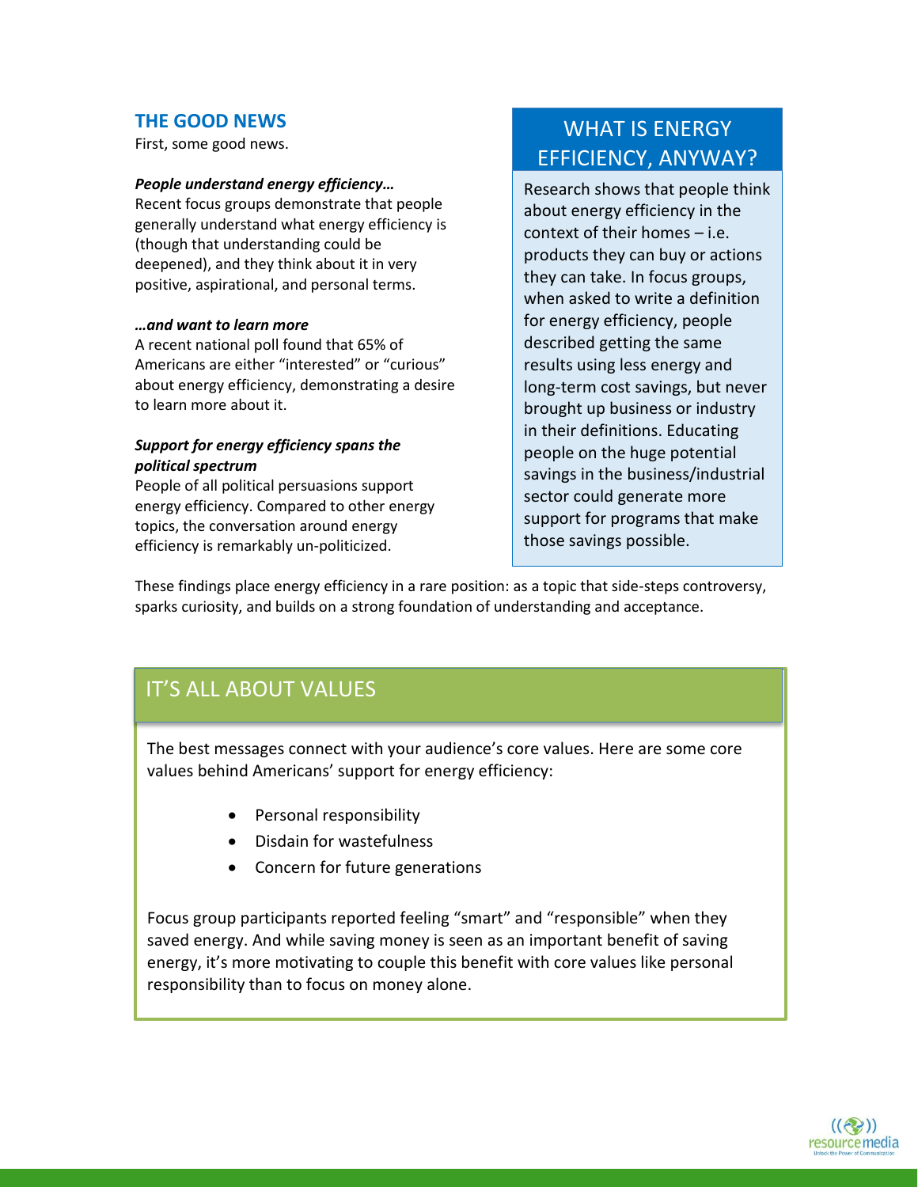## THE GOOD NEWS

First, some good news.

***People understand energy efficiency…***

Recent focus groups demonstrate that people generally understand what energy efficiency is (though that understanding could be deepened), and they think about it in very positive, aspirational, and personal terms.

***…and want to learn more***

A recent national poll found that 65% of Americans are either “interested” or “curious” about energy efficiency, demonstrating a desire to learn more about it.

***Support for energy efficiency spans the political spectrum***

People of all political persuasions support energy efficiency. Compared to other energy topics, the conversation around energy efficiency is remarkably un-politicized.

### WHAT IS ENERGY EFFICIENCY, ANYWAY?

Research shows that people think about energy efficiency in the context of their homes – i.e. products they can buy or actions they can take. In focus groups, when asked to write a definition for energy efficiency, people described getting the same results using less energy and long-term cost savings, but never brought up business or industry in their definitions. Educating people on the huge potential savings in the business/industrial sector could generate more support for programs that make those savings possible.

These findings place energy efficiency in a rare position: as a topic that side-steps controversy, sparks curiosity, and builds on a strong foundation of understanding and acceptance.

## IT’S ALL ABOUT VALUES

The best messages connect with your audience’s core values. Here are some core values behind Americans’ support for energy efficiency:

- Personal responsibility
- Disdain for wastefulness
- Concern for future generations

Focus group participants reported feeling “smart” and “responsible” when they saved energy. And while saving money is seen as an important benefit of saving energy, it’s more motivating to couple this benefit with core values like personal responsibility than to focus on money alone.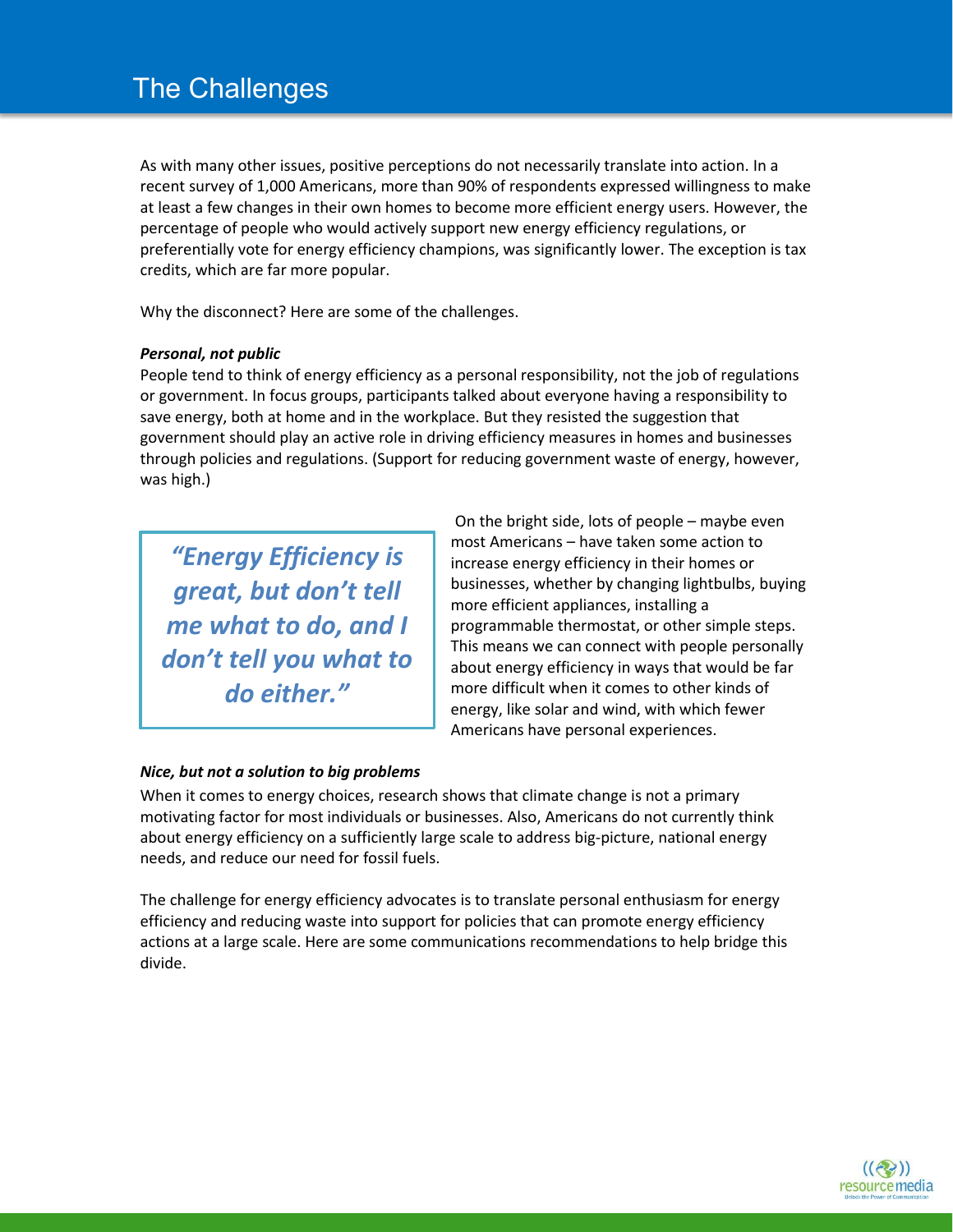# The Challenges

As with many other issues, positive perceptions do not necessarily translate into action. In a recent survey of 1,000 Americans, more than 90% of respondents expressed willingness to make at least a few changes in their own homes to become more efficient energy users. However, the percentage of people who would actively support new energy efficiency regulations, or preferentially vote for energy efficiency champions, was significantly lower. The exception is tax credits, which are far more popular.

Why the disconnect? Here are some of the challenges.

***Personal, not public***

People tend to think of energy efficiency as a personal responsibility, not the job of regulations or government. In focus groups, participants talked about everyone having a responsibility to save energy, both at home and in the workplace. But they resisted the suggestion that government should play an active role in driving efficiency measures in homes and businesses through policies and regulations. (Support for reducing government waste of energy, however, was high.)

> ***"Energy Efficiency is great, but don't tell me what to do, and I don't tell you what to do either."***

On the bright side, lots of people – maybe even most Americans – have taken some action to increase energy efficiency in their homes or businesses, whether by changing lightbulbs, buying more efficient appliances, installing a programmable thermostat, or other simple steps. This means we can connect with people personally about energy efficiency in ways that would be far more difficult when it comes to other kinds of energy, like solar and wind, with which fewer Americans have personal experiences.

***Nice, but not a solution to big problems***

When it comes to energy choices, research shows that climate change is not a primary motivating factor for most individuals or businesses. Also, Americans do not currently think about energy efficiency on a sufficiently large scale to address big-picture, national energy needs, and reduce our need for fossil fuels.

The challenge for energy efficiency advocates is to translate personal enthusiasm for energy efficiency and reducing waste into support for policies that can promote energy efficiency actions at a large scale. Here are some communications recommendations to help bridge this divide.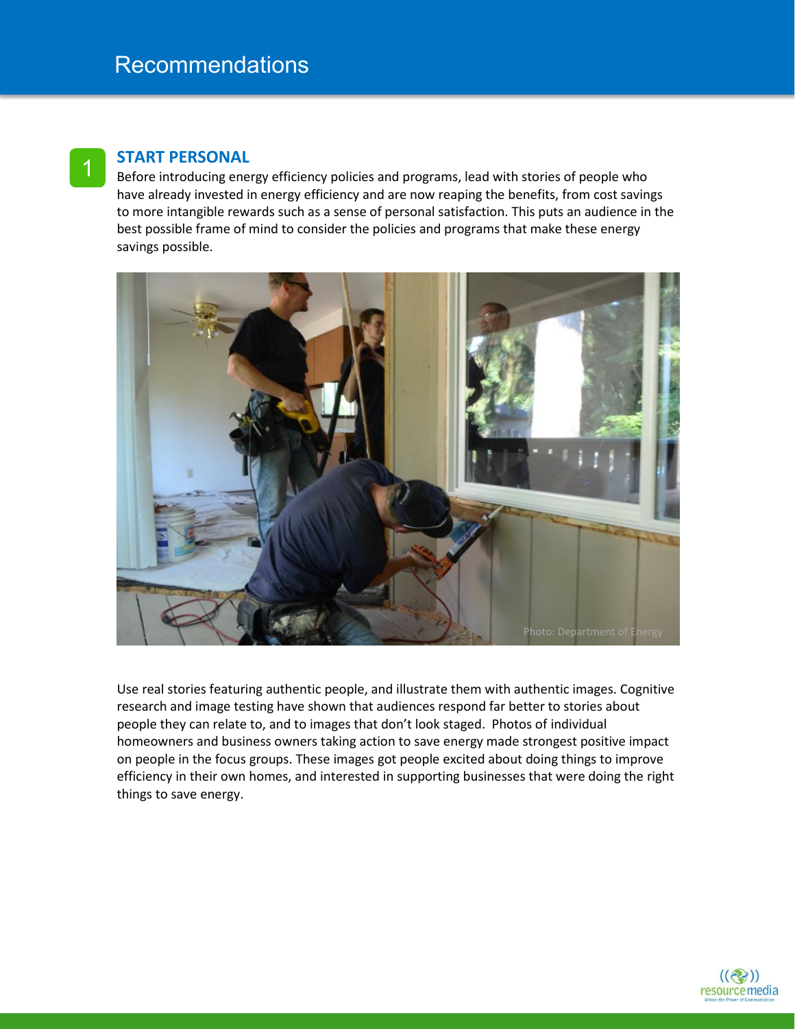# Recommendations

## 1 START PERSONAL

Before introducing energy efficiency policies and programs, lead with stories of people who have already invested in energy efficiency and are now reaping the benefits, from cost savings to more intangible rewards such as a sense of personal satisfaction. This puts an audience in the best possible frame of mind to consider the policies and programs that make these energy savings possible.

Photo: Department of Energy

Use real stories featuring authentic people, and illustrate them with authentic images. Cognitive research and image testing have shown that audiences respond far better to stories about people they can relate to, and to images that don't look staged. Photos of individual homeowners and business owners taking action to save energy made strongest positive impact on people in the focus groups. These images got people excited about doing things to improve efficiency in their own homes, and interested in supporting businesses that were doing the right things to save energy.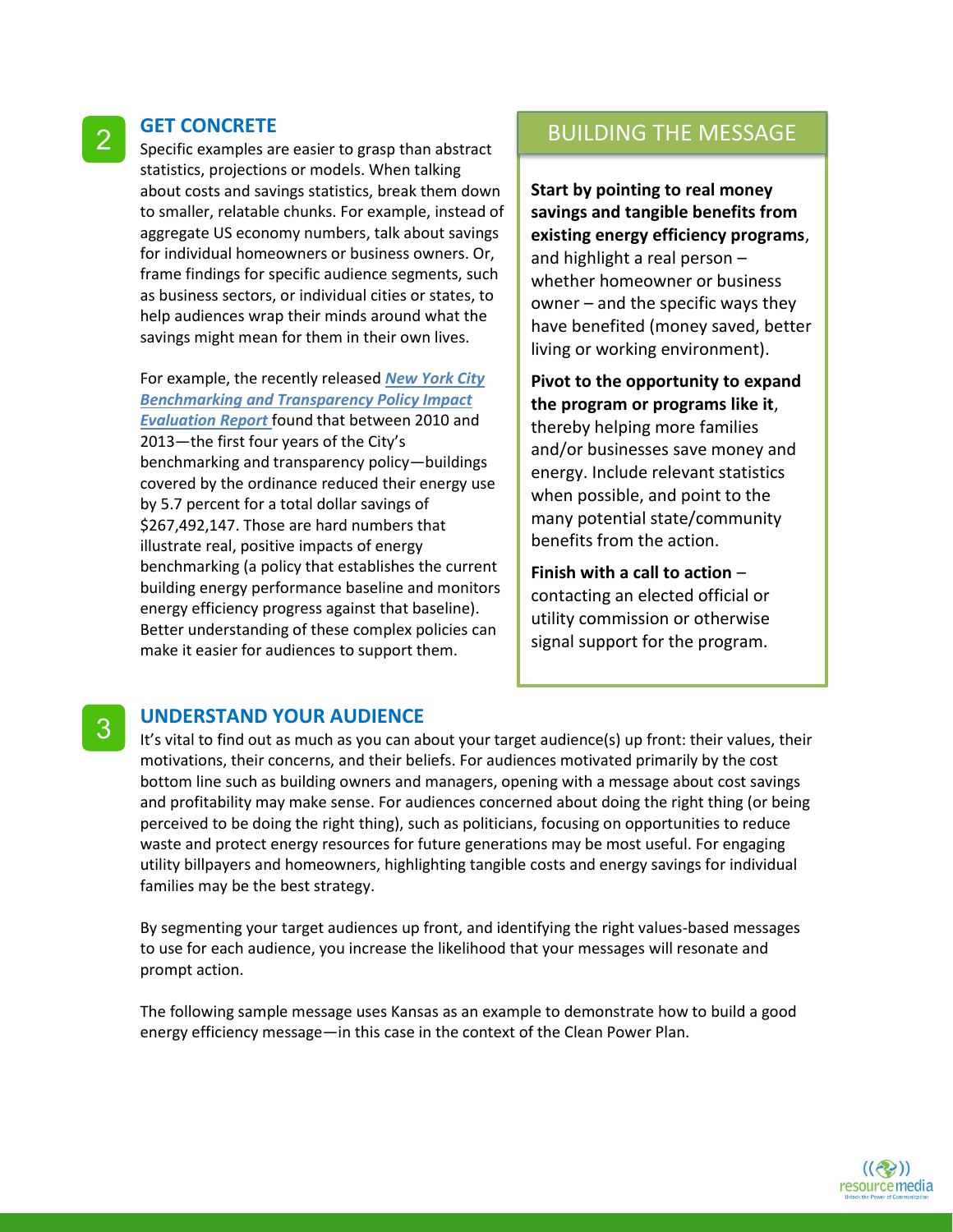## 2 GET CONCRETE

Specific examples are easier to grasp than abstract statistics, projections or models. When talking about costs and savings statistics, break them down to smaller, relatable chunks. For example, instead of aggregate US economy numbers, talk about savings for individual homeowners or business owners. Or, frame findings for specific audience segments, such as business sectors, or individual cities or states, to help audiences wrap their minds around what the savings might mean for them in their own lives.

For example, the recently released ***New York City Benchmarking and Transparency Policy Impact Evaluation Report*** found that between 2010 and 2013—the first four years of the City's benchmarking and transparency policy—buildings covered by the ordinance reduced their energy use by 5.7 percent for a total dollar savings of $267,492,147. Those are hard numbers that illustrate real, positive impacts of energy benchmarking (a policy that establishes the current building energy performance baseline and monitors energy efficiency progress against that baseline). Better understanding of these complex policies can make it easier for audiences to support them.

### BUILDING THE MESSAGE

**Start by pointing to real money savings and tangible benefits from existing energy efficiency programs**, and highlight a real person – whether homeowner or business owner – and the specific ways they have benefited (money saved, better living or working environment).

**Pivot to the opportunity to expand the program or programs like it**, thereby helping more families and/or businesses save money and energy. Include relevant statistics when possible, and point to the many potential state/community benefits from the action.

**Finish with a call to action** – contacting an elected official or utility commission or otherwise signal support for the program.

## 3 UNDERSTAND YOUR AUDIENCE

It's vital to find out as much as you can about your target audience(s) up front: their values, their motivations, their concerns, and their beliefs. For audiences motivated primarily by the cost bottom line such as building owners and managers, opening with a message about cost savings and profitability may make sense. For audiences concerned about doing the right thing (or being perceived to be doing the right thing), such as politicians, focusing on opportunities to reduce waste and protect energy resources for future generations may be most useful. For engaging utility billpayers and homeowners, highlighting tangible costs and energy savings for individual families may be the best strategy.

By segmenting your target audiences up front, and identifying the right values-based messages to use for each audience, you increase the likelihood that your messages will resonate and prompt action.

The following sample message uses Kansas as an example to demonstrate how to build a good energy efficiency message—in this case in the context of the Clean Power Plan.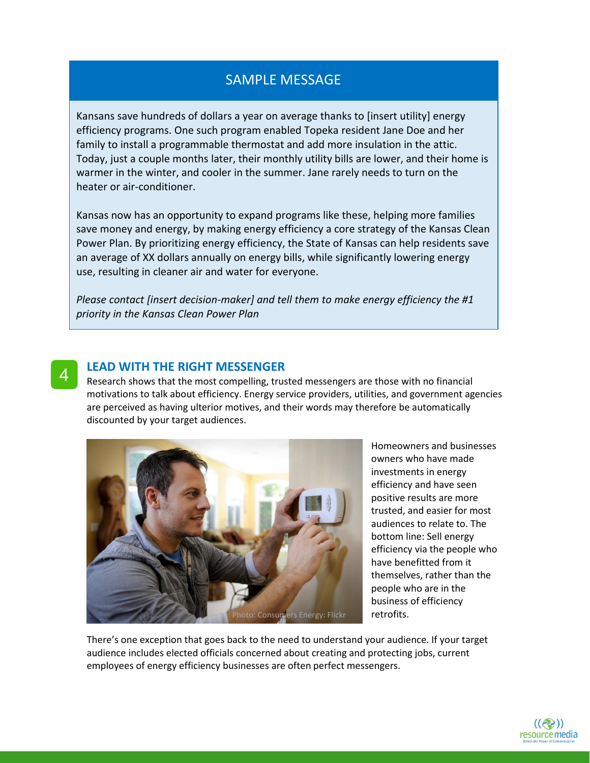## SAMPLE MESSAGE

Kansans save hundreds of dollars a year on average thanks to [insert utility] energy efficiency programs. One such program enabled Topeka resident Jane Doe and her family to install a programmable thermostat and add more insulation in the attic. Today, just a couple months later, their monthly utility bills are lower, and their home is warmer in the winter, and cooler in the summer. Jane rarely needs to turn on the heater or air-conditioner.

Kansas now has an opportunity to expand programs like these, helping more families save money and energy, by making energy efficiency a core strategy of the Kansas Clean Power Plan. By prioritizing energy efficiency, the State of Kansas can help residents save an average of XX dollars annually on energy bills, while significantly lowering energy use, resulting in cleaner air and water for everyone.

*Please contact [insert decision-maker] and tell them to make energy efficiency the #1 priority in the Kansas Clean Power Plan*

## 4 LEAD WITH THE RIGHT MESSENGER

Research shows that the most compelling, trusted messengers are those with no financial motivations to talk about efficiency. Energy service providers, utilities, and government agencies are perceived as having ulterior motives, and their words may therefore be automatically discounted by your target audiences.

Photo: Consumers Energy: Flickr

Homeowners and businesses owners who have made investments in energy efficiency and have seen positive results are more trusted, and easier for most audiences to relate to. The bottom line: Sell energy efficiency via the people who have benefitted from it themselves, rather than the people who are in the business of efficiency retrofits.

There's one exception that goes back to the need to understand your audience. If your target audience includes elected officials concerned about creating and protecting jobs, current employees of energy efficiency businesses are often perfect messengers.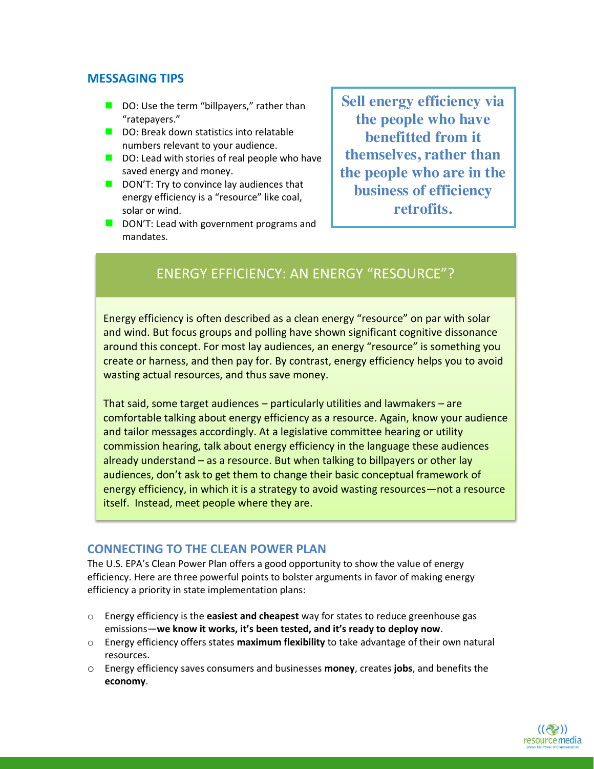## MESSAGING TIPS

- DO: Use the term "billpayers," rather than "ratepayers."
- DO: Break down statistics into relatable numbers relevant to your audience.
- DO: Lead with stories of real people who have saved energy and money.
- DON'T: Try to convince lay audiences that energy efficiency is a "resource" like coal, solar or wind.
- DON'T: Lead with government programs and mandates.

**Sell energy efficiency via the people who have benefitted from it themselves, rather than the people who are in the business of efficiency retrofits.**

### ENERGY EFFICIENCY: AN ENERGY "RESOURCE"?

Energy efficiency is often described as a clean energy "resource" on par with solar and wind. But focus groups and polling have shown significant cognitive dissonance around this concept. For most lay audiences, an energy "resource" is something you create or harness, and then pay for. By contrast, energy efficiency helps you to avoid wasting actual resources, and thus save money.

That said, some target audiences – particularly utilities and lawmakers – are comfortable talking about energy efficiency as a resource. Again, know your audience and tailor messages accordingly. At a legislative committee hearing or utility commission hearing, talk about energy efficiency in the language these audiences already understand – as a resource. But when talking to billpayers or other lay audiences, don't ask to get them to change their basic conceptual framework of energy efficiency, in which it is a strategy to avoid wasting resources—not a resource itself. Instead, meet people where they are.

## CONNECTING TO THE CLEAN POWER PLAN

The U.S. EPA's Clean Power Plan offers a good opportunity to show the value of energy efficiency. Here are three powerful points to bolster arguments in favor of making energy efficiency a priority in state implementation plans:

- Energy efficiency is the **easiest and cheapest** way for states to reduce greenhouse gas emissions—**we know it works, it's been tested, and it's ready to deploy now**.
- Energy efficiency offers states **maximum flexibility** to take advantage of their own natural resources.
- Energy efficiency saves consumers and businesses **money**, creates **jobs**, and benefits the **economy**.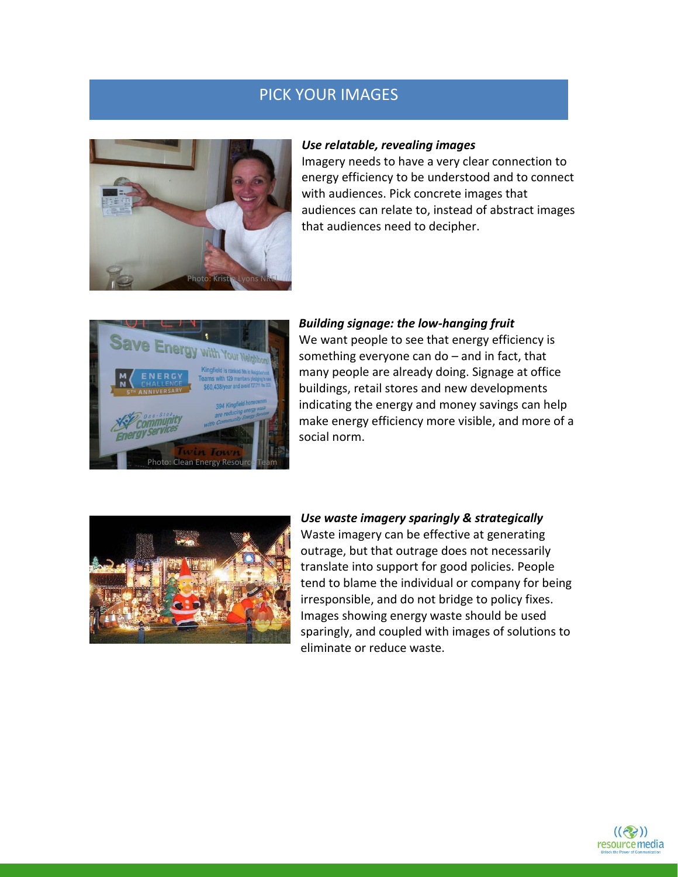## PICK YOUR IMAGES

Photo: Kristin Lyons NREL

***Use relatable, revealing images***

Imagery needs to have a very clear connection to energy efficiency to be understood and to connect with audiences. Pick concrete images that audiences can relate to, instead of abstract images that audiences need to decipher.

Photo: Clean Energy Resource Team

***Building signage: the low-hanging fruit***

We want people to see that energy efficiency is something everyone can do – and in fact, that many people are already doing. Signage at office buildings, retail stores and new developments indicating the energy and money savings can help make energy efficiency more visible, and more of a social norm.

***Use waste imagery sparingly & strategically***

Waste imagery can be effective at generating outrage, but that outrage does not necessarily translate into support for good policies. People tend to blame the individual or company for being irresponsible, and do not bridge to policy fixes. Images showing energy waste should be used sparingly, and coupled with images of solutions to eliminate or reduce waste.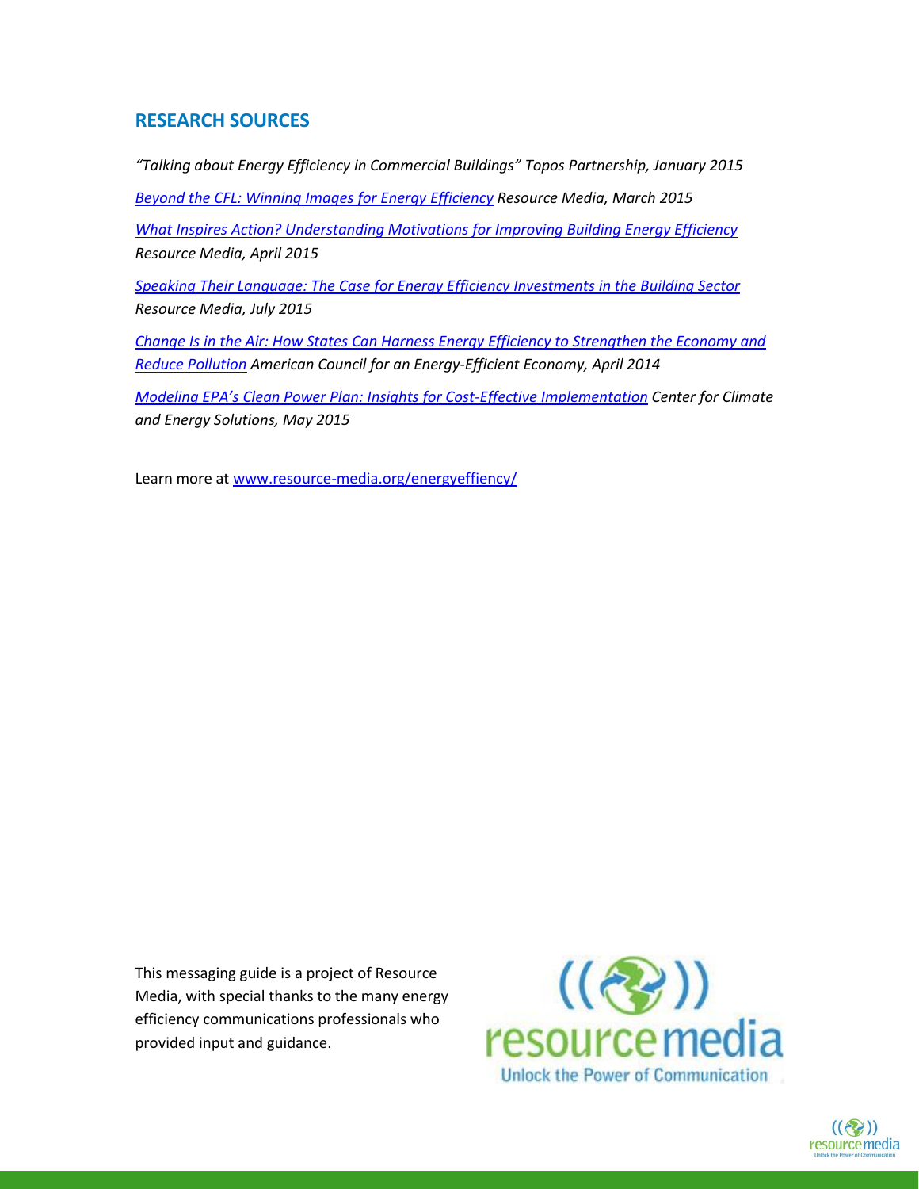## RESEARCH SOURCES

*"Talking about Energy Efficiency in Commercial Buildings" Topos Partnership, January 2015*

*Beyond the CFL: Winning Images for Energy Efficiency Resource Media, March 2015*

*What Inspires Action? Understanding Motivations for Improving Building Energy Efficiency Resource Media, April 2015*

*Speaking Their Language: The Case for Energy Efficiency Investments in the Building Sector Resource Media, July 2015*

*Change Is in the Air: How States Can Harness Energy Efficiency to Strengthen the Economy and Reduce Pollution American Council for an Energy-Efficient Economy, April 2014*

*Modeling EPA's Clean Power Plan: Insights for Cost-Effective Implementation Center for Climate and Energy Solutions, May 2015*

Learn more at www.resource-media.org/energyeffiency/

This messaging guide is a project of Resource Media, with special thanks to the many energy efficiency communications professionals who provided input and guidance.

resource media
Unlock the Power of Communication